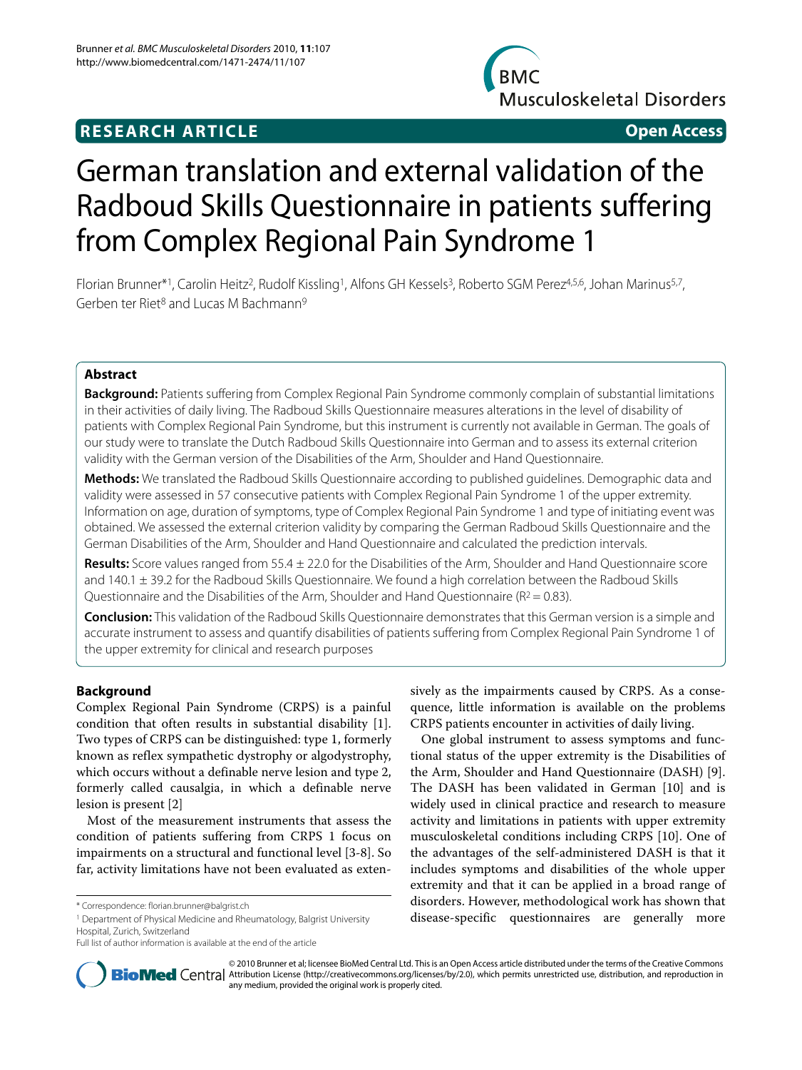**RESEARCH ARTICLE** **Open Access**

# German translation and external validation of the Radboud Skills Questionnaire in patients suffering from Complex Regional Pain Syndrome 1

Florian Brunner*[1], Carolin Heitz[2], Rudolf Kissling[1], Alfons GH Kessels[3], Roberto SGM Perez[4,5,6], Johan Marinus[5,7], Gerben ter Riet[8] and Lucas M Bachmann[9]

## Abstract

**Background:** Patients suffering from Complex Regional Pain Syndrome commonly complain of substantial limitations in their activities of daily living. The Radboud Skills Questionnaire measures alterations in the level of disability of patients with Complex Regional Pain Syndrome, but this instrument is currently not available in German. The goals of our study were to translate the Dutch Radboud Skills Questionnaire into German and to assess its external criterion validity with the German version of the Disabilities of the Arm, Shoulder and Hand Questionnaire.

**Methods:** We translated the Radboud Skills Questionnaire according to published guidelines. Demographic data and validity were assessed in 57 consecutive patients with Complex Regional Pain Syndrome 1 of the upper extremity. Information on age, duration of symptoms, type of Complex Regional Pain Syndrome 1 and type of initiating event was obtained. We assessed the external criterion validity by comparing the German Radboud Skills Questionnaire and the German Disabilities of the Arm, Shoulder and Hand Questionnaire and calculated the prediction intervals.

**Results:** Score values ranged from 55.4 ± 22.0 for the Disabilities of the Arm, Shoulder and Hand Questionnaire score and 140.1 ± 39.2 for the Radboud Skills Questionnaire. We found a high correlation between the Radboud Skills Questionnaire and the Disabilities of the Arm, Shoulder and Hand Questionnaire ($R^2 = 0.83$).

**Conclusion:** This validation of the Radboud Skills Questionnaire demonstrates that this German version is a simple and accurate instrument to assess and quantify disabilities of patients suffering from Complex Regional Pain Syndrome 1 of the upper extremity for clinical and research purposes

## Background

Complex Regional Pain Syndrome (CRPS) is a painful condition that often results in substantial disability [1]. Two types of CRPS can be distinguished: type 1, formerly known as reflex sympathetic dystrophy or algodystrophy, which occurs without a definable nerve lesion and type 2, formerly called causalgia, in which a definable nerve lesion is present [2]

Most of the measurement instruments that assess the condition of patients suffering from CRPS 1 focus on impairments on a structural and functional level [3-8]. So far, activity limitations have not been evaluated as extensively as the impairments caused by CRPS. As a consequence, little information is available on the problems CRPS patients encounter in activities of daily living.

One global instrument to assess symptoms and functional status of the upper extremity is the Disabilities of the Arm, Shoulder and Hand Questionnaire (DASH) [9]. The DASH has been validated in German [10] and is widely used in clinical practice and research to measure activity and limitations in patients with upper extremity musculoskeletal conditions including CRPS [10]. One of the advantages of the self-administered DASH is that it includes symptoms and disabilities of the whole upper extremity and that it can be applied in a broad range of disorders. However, methodological work has shown that disease-specific questionnaires are generally more

\* Correspondence: florian.brunner@balgrist.ch

[1] Department of Physical Medicine and Rheumatology, Balgrist University Hospital, Zurich, Switzerland

Full list of author information is available at the end of the article

© 2010 Brunner et al; licensee BioMed Central Ltd. This is an Open Access article distributed under the terms of the Creative Commons Attribution License (http://creativecommons.org/licenses/by/2.0), which permits unrestricted use, distribution, and reproduction in any medium, provided the original work is properly cited.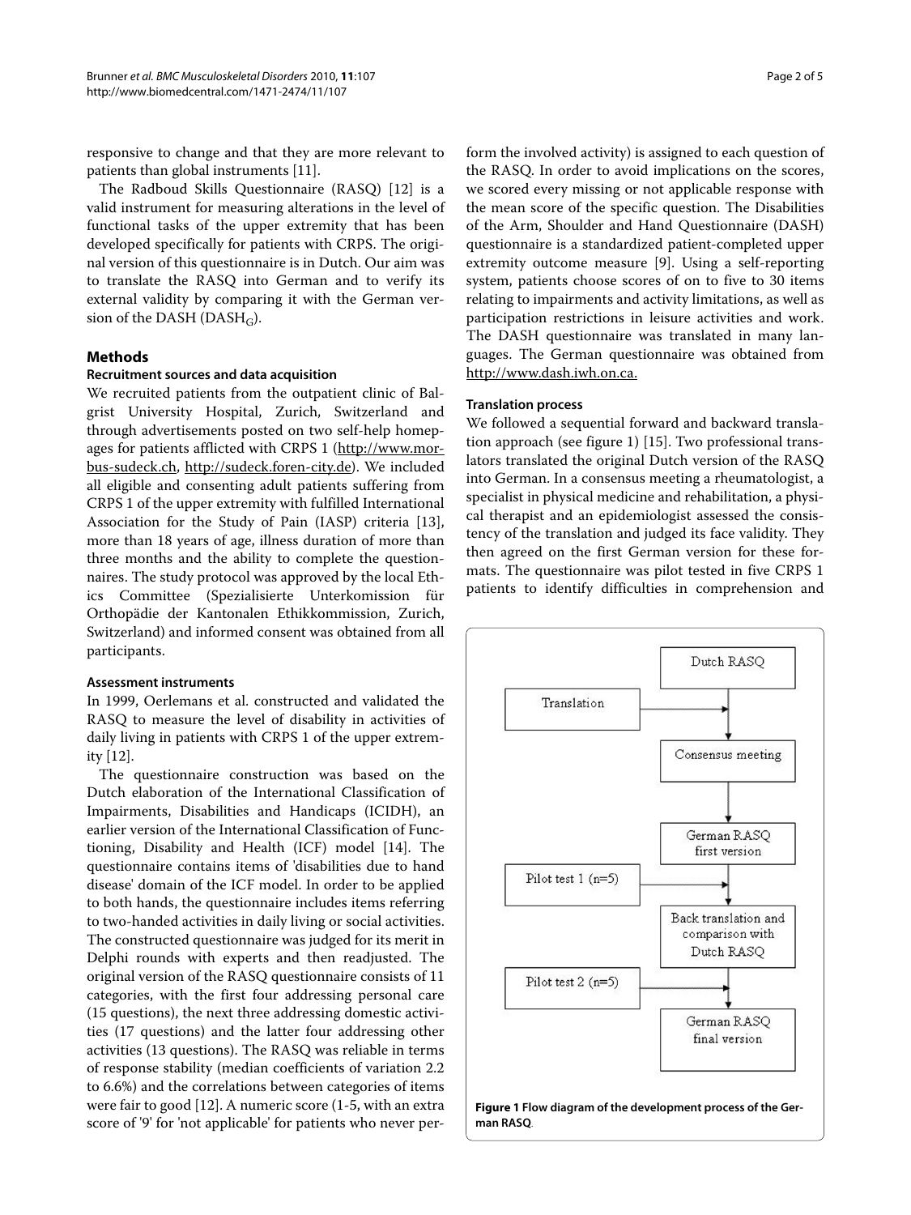responsive to change and that they are more relevant to patients than global instruments [11].

The Radboud Skills Questionnaire (RASQ) [12] is a valid instrument for measuring alterations in the level of functional tasks of the upper extremity that has been developed specifically for patients with CRPS. The original version of this questionnaire is in Dutch. Our aim was to translate the RASQ into German and to verify its external validity by comparing it with the German version of the DASH ($DASH_G$).

## Methods

### Recruitment sources and data acquisition

We recruited patients from the outpatient clinic of Balgrist University Hospital, Zurich, Switzerland and through advertisements posted on two self-help homepages for patients afflicted with CRPS 1 (http://www.morbus-sudeck.ch, http://sudeck.foren-city.de). We included all eligible and consenting adult patients suffering from CRPS 1 of the upper extremity with fulfilled International Association for the Study of Pain (IASP) criteria [13], more than 18 years of age, illness duration of more than three months and the ability to complete the questionnaires. The study protocol was approved by the local Ethics Committee (Spezialisierte Unterkomission für Orthopädie der Kantonalen Ethikkommission, Zurich, Switzerland) and informed consent was obtained from all participants.

### Assessment instruments

In 1999, Oerlemans et al. constructed and validated the RASQ to measure the level of disability in activities of daily living in patients with CRPS 1 of the upper extremity [12].

The questionnaire construction was based on the Dutch elaboration of the International Classification of Impairments, Disabilities and Handicaps (ICIDH), an earlier version of the International Classification of Functioning, Disability and Health (ICF) model [14]. The questionnaire contains items of 'disabilities due to hand disease' domain of the ICF model. In order to be applied to both hands, the questionnaire includes items referring to two-handed activities in daily living or social activities. The constructed questionnaire was judged for its merit in Delphi rounds with experts and then readjusted. The original version of the RASQ questionnaire consists of 11 categories, with the first four addressing personal care (15 questions), the next three addressing domestic activities (17 questions) and the latter four addressing other activities (13 questions). The RASQ was reliable in terms of response stability (median coefficients of variation 2.2 to 6.6%) and the correlations between categories of items were fair to good [12]. A numeric score (1-5, with an extra score of '9' for 'not applicable' for patients who never perform the involved activity) is assigned to each question of the RASQ. In order to avoid implications on the scores, we scored every missing or not applicable response with the mean score of the specific question. The Disabilities of the Arm, Shoulder and Hand Questionnaire (DASH) questionnaire is a standardized patient-completed upper extremity outcome measure [9]. Using a self-reporting system, patients choose scores of on to five to 30 items relating to impairments and activity limitations, as well as participation restrictions in leisure activities and work. The DASH questionnaire was translated in many languages. The German questionnaire was obtained from http://www.dash.iwh.on.ca.

### Translation process

We followed a sequential forward and backward translation approach (see figure 1) [15]. Two professional translators translated the original Dutch version of the RASQ into German. In a consensus meeting a rheumatologist, a specialist in physical medicine and rehabilitation, a physical therapist and an epidemiologist assessed the consistency of the translation and judged its face validity. They then agreed on the first German version for these formats. The questionnaire was pilot tested in five CRPS 1 patients to identify difficulties in comprehension and

Dutch RASQ → (Translation) → Consensus meeting → German RASQ first version → (Pilot test 1 (n=5)) → Back translation and comparison with Dutch RASQ → (Pilot test 2 (n=5)) → German RASQ final version

**Figure 1 Flow diagram of the development process of the German RASQ**.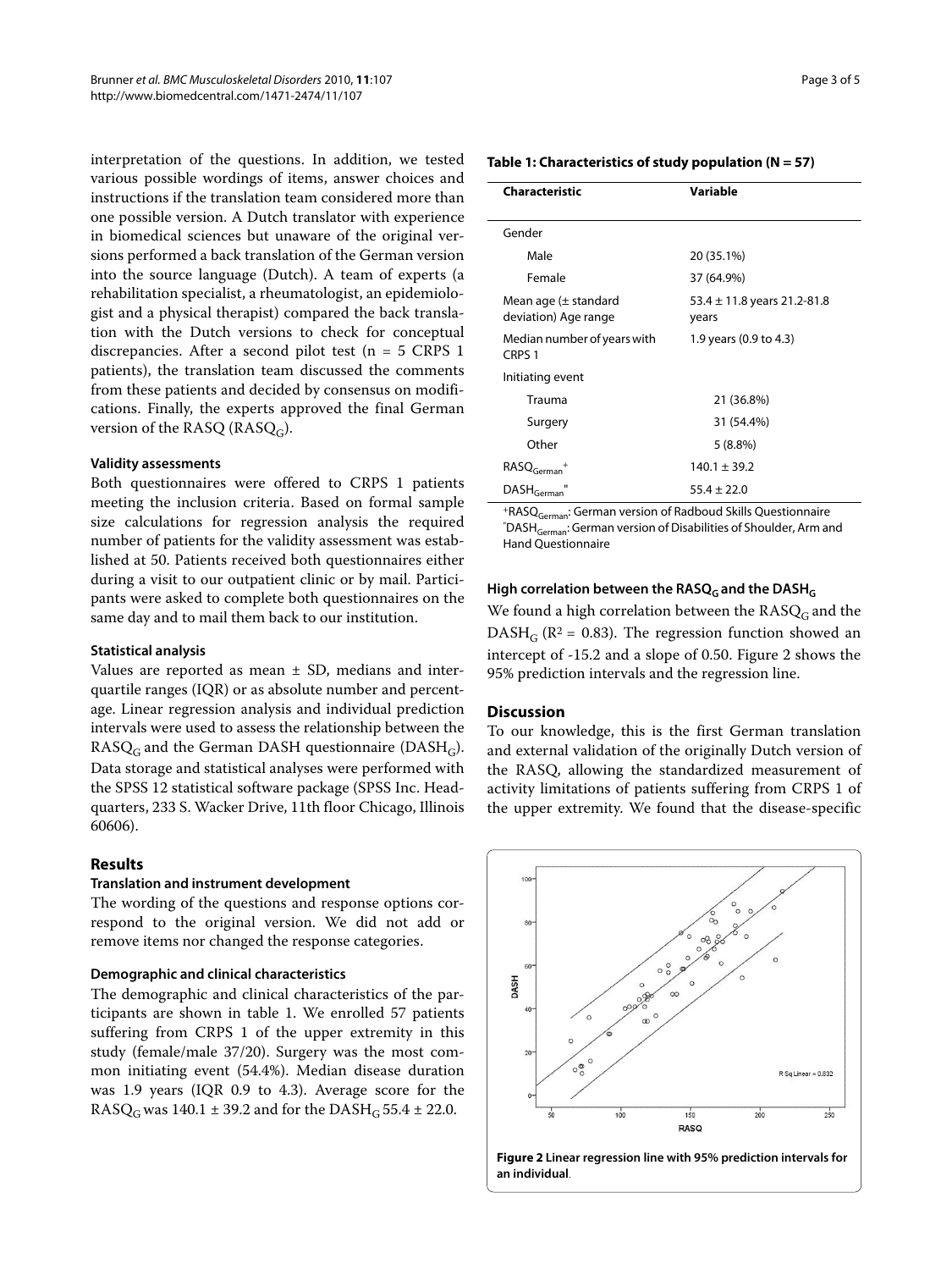interpretation of the questions. In addition, we tested various possible wordings of items, answer choices and instructions if the translation team considered more than one possible version. A Dutch translator with experience in biomedical sciences but unaware of the original versions performed a back translation of the German version into the source language (Dutch). A team of experts (a rehabilitation specialist, a rheumatologist, an epidemiologist and a physical therapist) compared the back translation with the Dutch versions to check for conceptual discrepancies. After a second pilot test (n = 5 CRPS 1 patients), the translation team discussed the comments from these patients and decided by consensus on modifications. Finally, the experts approved the final German version of the RASQ ($RASQ_G$).

### Validity assessments

Both questionnaires were offered to CRPS 1 patients meeting the inclusion criteria. Based on formal sample size calculations for regression analysis the required number of patients for the validity assessment was established at 50. Patients received both questionnaires either during a visit to our outpatient clinic or by mail. Participants were asked to complete both questionnaires on the same day and to mail them back to our institution.

### Statistical analysis

Values are reported as mean ± SD, medians and interquartile ranges (IQR) or as absolute number and percentage. Linear regression analysis and individual prediction intervals were used to assess the relationship between the $RASQ_G$ and the German DASH questionnaire ($DASH_G$). Data storage and statistical analyses were performed with the SPSS 12 statistical software package (SPSS Inc. Headquarters, 233 S. Wacker Drive, 11th floor Chicago, Illinois 60606).

## Results

### Translation and instrument development

The wording of the questions and response options correspond to the original version. We did not add or remove items nor changed the response categories.

### Demographic and clinical characteristics

The demographic and clinical characteristics of the participants are shown in table 1. We enrolled 57 patients suffering from CRPS 1 of the upper extremity in this study (female/male 37/20). Surgery was the most common initiating event (54.4%). Median disease duration was 1.9 years (IQR 0.9 to 4.3). Average score for the $RASQ_G$ was 140.1 ± 39.2 and for the $DASH_G$ 55.4 ± 22.0.

**Table 1: Characteristics of study population (N = 57)**

| Characteristic | Variable |
|---|---|
| Gender | |
| Male | 20 (35.1%) |
| Female | 37 (64.9%) |
| Mean age (± standard deviation) Age range | 53.4 ± 11.8 years 21.2-81.8 years |
| Median number of years with CRPS 1 | 1.9 years (0.9 to 4.3) |
| Initiating event | |
| Trauma | 21 (36.8%) |
| Surgery | 31 (54.4%) |
| Other | 5 (8.8%) |
| $RASQ_{German}$ + | 140.1 ± 39.2 |
| $DASH_{German}$ " | 55.4 ± 22.0 |

+$RASQ_{German}$: German version of Radboud Skills Questionnaire
"$DASH_{German}$: German version of Disabilities of Shoulder, Arm and Hand Questionnaire

### High correlation between the $RASQ_G$ and the $DASH_G$

We found a high correlation between the $RASQ_G$ and the $DASH_G$ ($R^2$ = 0.83). The regression function showed an intercept of -15.2 and a slope of 0.50. Figure 2 shows the 95% prediction intervals and the regression line.

## Discussion

To our knowledge, this is the first German translation and external validation of the originally Dutch version of the RASQ, allowing the standardized measurement of activity limitations of patients suffering from CRPS 1 of the upper extremity. We found that the disease-specific

**Figure 2 Linear regression line with 95% prediction intervals for an individual**.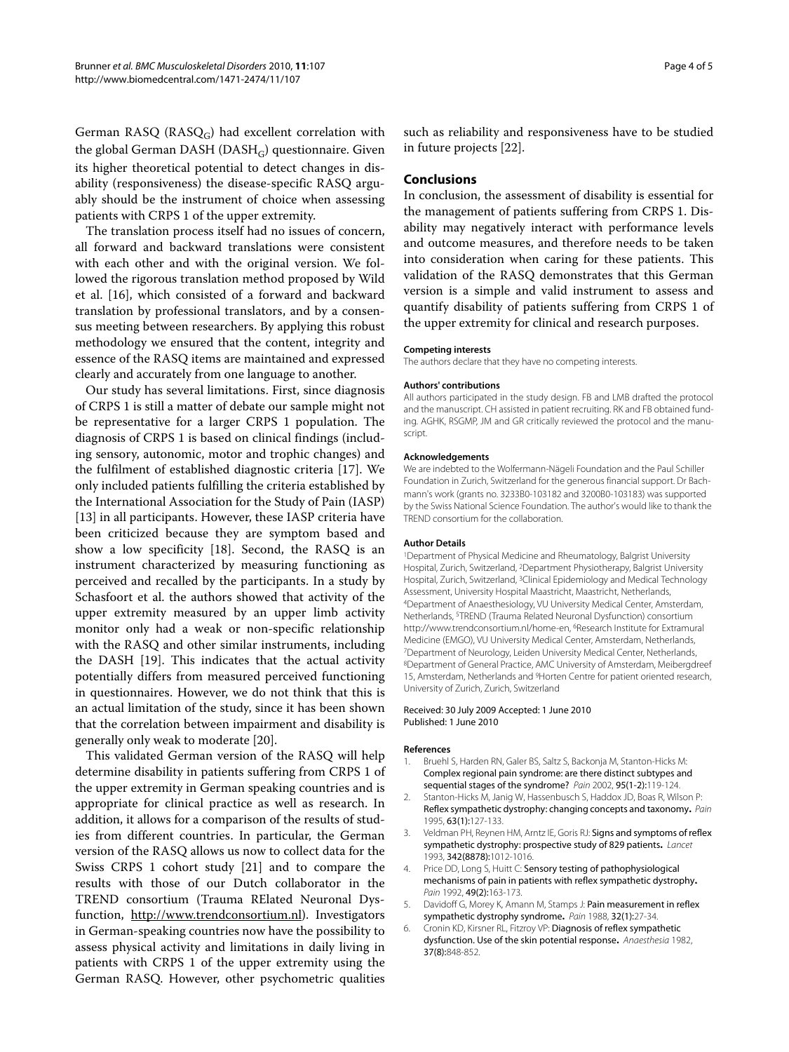German RASQ ($RASQ_G$) had excellent correlation with the global German DASH ($DASH_G$) questionnaire. Given its higher theoretical potential to detect changes in disability (responsiveness) the disease-specific RASQ arguably should be the instrument of choice when assessing patients with CRPS 1 of the upper extremity.

The translation process itself had no issues of concern, all forward and backward translations were consistent with each other and with the original version. We followed the rigorous translation method proposed by Wild et al. [16], which consisted of a forward and backward translation by professional translators, and by a consensus meeting between researchers. By applying this robust methodology we ensured that the content, integrity and essence of the RASQ items are maintained and expressed clearly and accurately from one language to another.

Our study has several limitations. First, since diagnosis of CRPS 1 is still a matter of debate our sample might not be representative for a larger CRPS 1 population. The diagnosis of CRPS 1 is based on clinical findings (including sensory, autonomic, motor and trophic changes) and the fulfilment of established diagnostic criteria [17]. We only included patients fulfilling the criteria established by the International Association for the Study of Pain (IASP) [13] in all participants. However, these IASP criteria have been criticized because they are symptom based and show a low specificity [18]. Second, the RASQ is an instrument characterized by measuring functioning as perceived and recalled by the participants. In a study by Schasfoort et al. the authors showed that activity of the upper extremity measured by an upper limb activity monitor only had a weak or non-specific relationship with the RASQ and other similar instruments, including the DASH [19]. This indicates that the actual activity potentially differs from measured perceived functioning in questionnaires. However, we do not think that this is an actual limitation of the study, since it has been shown that the correlation between impairment and disability is generally only weak to moderate [20].

This validated German version of the RASQ will help determine disability in patients suffering from CRPS 1 of the upper extremity in German speaking countries and is appropriate for clinical practice as well as research. In addition, it allows for a comparison of the results of studies from different countries. In particular, the German version of the RASQ allows us now to collect data for the Swiss CRPS 1 cohort study [21] and to compare the results with those of our Dutch collaborator in the TREND consortium (Trauma RElated Neuronal Dysfunction, http://www.trendconsortium.nl). Investigators in German-speaking countries now have the possibility to assess physical activity and limitations in daily living in patients with CRPS 1 of the upper extremity using the German RASQ. However, other psychometric qualities such as reliability and responsiveness have to be studied in future projects [22].

## Conclusions

In conclusion, the assessment of disability is essential for the management of patients suffering from CRPS 1. Disability may negatively interact with performance levels and outcome measures, and therefore needs to be taken into consideration when caring for these patients. This validation of the RASQ demonstrates that this German version is a simple and valid instrument to assess and quantify disability of patients suffering from CRPS 1 of the upper extremity for clinical and research purposes.

#### Competing interests

The authors declare that they have no competing interests.

#### Authors' contributions

All authors participated in the study design. FB and LMB drafted the protocol and the manuscript. CH assisted in patient recruiting. RK and FB obtained funding. AGHK, RSGMP, JM and GR critically reviewed the protocol and the manuscript.

#### Acknowledgements

We are indebted to the Wolfermann-Nägeli Foundation and the Paul Schiller Foundation in Zurich, Switzerland for the generous financial support. Dr Bachmann's work (grants no. 3233B0-103182 and 3200B0-103183) was supported by the Swiss National Science Foundation. The author's would like to thank the TREND consortium for the collaboration.

#### Author Details

[1]Department of Physical Medicine and Rheumatology, Balgrist University Hospital, Zurich, Switzerland, [2]Department Physiotherapy, Balgrist University Hospital, Zurich, Switzerland, [3]Clinical Epidemiology and Medical Technology Assessment, University Hospital Maastricht, Maastricht, Netherlands, [4]Department of Anaesthesiology, VU University Medical Center, Amsterdam, Netherlands, [5]TREND (Trauma Related Neuronal Dysfunction) consortium http://www.trendconsortium.nl/home-en, [6]Research Institute for Extramural Medicine (EMGO), VU University Medical Center, Amsterdam, Netherlands, [7]Department of Neurology, Leiden University Medical Center, Netherlands, [8]Department of General Practice, AMC University of Amsterdam, Meibergdreef 15, Amsterdam, Netherlands and [9]Horten Centre for patient oriented research, University of Zurich, Zurich, Switzerland

Received: 30 July 2009 Accepted: 1 June 2010
Published: 1 June 2010

#### References

1. Bruehl S, Harden RN, Galer BS, Saltz S, Backonja M, Stanton-Hicks M: **Complex regional pain syndrome: are there distinct subtypes and sequential stages of the syndrome?** *Pain* 2002, **95(1-2):**119-124.
2. Stanton-Hicks M, Janig W, Hassenbusch S, Haddox JD, Boas R, Wilson P: **Reflex sympathetic dystrophy: changing concepts and taxonomy.** *Pain* 1995, **63(1):**127-133.
3. Veldman PH, Reynen HM, Arntz IE, Goris RJ: **Signs and symptoms of reflex sympathetic dystrophy: prospective study of 829 patients.** *Lancet* 1993, **342(8878):**1012-1016.
4. Price DD, Long S, Huitt C: **Sensory testing of pathophysiological mechanisms of pain in patients with reflex sympathetic dystrophy.** *Pain* 1992, **49(2):**163-173.
5. Davidoff G, Morey K, Amann M, Stamps J: **Pain measurement in reflex sympathetic dystrophy syndrome.** *Pain* 1988, **32(1):**27-34.
6. Cronin KD, Kirsner RL, Fitzroy VP: **Diagnosis of reflex sympathetic dysfunction. Use of the skin potential response.** *Anaesthesia* 1982, **37(8):**848-852.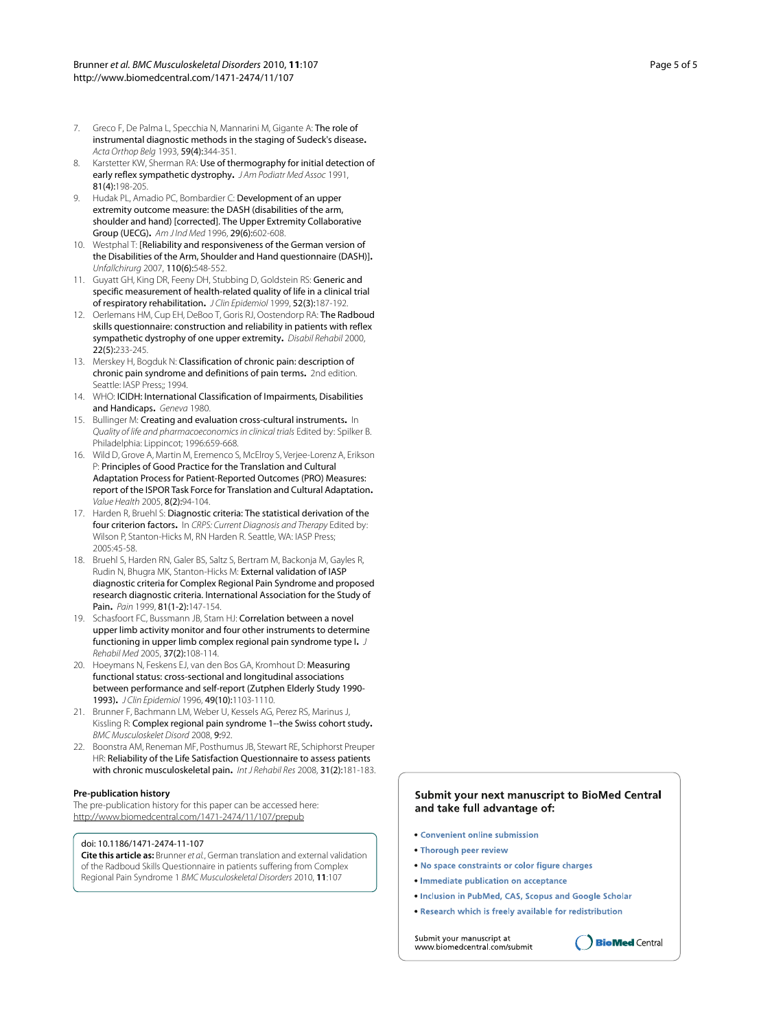7. Greco F, De Palma L, Specchia N, Mannarini M, Gigante A: **The role of instrumental diagnostic methods in the staging of Sudeck's disease.** *Acta Orthop Belg* 1993, **59(4)**:344-351.
8. Karstetter KW, Sherman RA: **Use of thermography for initial detection of early reflex sympathetic dystrophy.** *J Am Podiatr Med Assoc* 1991, **81(4)**:198-205.
9. Hudak PL, Amadio PC, Bombardier C: **Development of an upper extremity outcome measure: the DASH (disabilities of the arm, shoulder and hand) [corrected]. The Upper Extremity Collaborative Group (UECG).** *Am J Ind Med* 1996, **29(6)**:602-608.
10. Westphal T: **[Reliability and responsiveness of the German version of the Disabilities of the Arm, Shoulder and Hand questionnaire (DASH)].** *Unfallchirurg* 2007, **110(6)**:548-552.
11. Guyatt GH, King DR, Feeny DH, Stubbing D, Goldstein RS: **Generic and specific measurement of health-related quality of life in a clinical trial of respiratory rehabilitation.** *J Clin Epidemiol* 1999, **52(3)**:187-192.
12. Oerlemans HM, Cup EH, DeBoo T, Goris RJ, Oostendorp RA: **The Radboud skills questionnaire: construction and reliability in patients with reflex sympathetic dystrophy of one upper extremity.** *Disabil Rehabil* 2000, **22(5)**:233-245.
13. Merskey H, Bogduk N: **Classification of chronic pain: description of chronic pain syndrome and definitions of pain terms.** 2nd edition. Seattle: IASP Press;; 1994.
14. WHO: **ICIDH: International Classification of Impairments, Disabilities and Handicaps.** *Geneva* 1980.
15. Bullinger M: **Creating and evaluation cross-cultural instruments.** In *Quality of life and pharmacoeconomics in clinical trials* Edited by: Spilker B. Philadelphia: Lippincot; 1996:659-668.
16. Wild D, Grove A, Martin M, Eremenco S, McElroy S, Verjee-Lorenz A, Erikson P: **Principles of Good Practice for the Translation and Cultural Adaptation Process for Patient-Reported Outcomes (PRO) Measures: report of the ISPOR Task Force for Translation and Cultural Adaptation.** *Value Health* 2005, **8(2)**:94-104.
17. Harden R, Bruehl S: **Diagnostic criteria: The statistical derivation of the four criterion factors.** In *CRPS: Current Diagnosis and Therapy* Edited by: Wilson P, Stanton-Hicks M, RN Harden R. Seattle, WA: IASP Press; 2005:45-58.
18. Bruehl S, Harden RN, Galer BS, Saltz S, Bertram M, Backonja M, Gayles R, Rudin N, Bhugra MK, Stanton-Hicks M: **External validation of IASP diagnostic criteria for Complex Regional Pain Syndrome and proposed research diagnostic criteria. International Association for the Study of Pain.** *Pain* 1999, **81(1-2)**:147-154.
19. Schasfoort FC, Bussmann JB, Stam HJ: **Correlation between a novel upper limb activity monitor and four other instruments to determine functioning in upper limb complex regional pain syndrome type I.** *J Rehabil Med* 2005, **37(2)**:108-114.
20. Hoeymans N, Feskens EJ, van den Bos GA, Kromhout D: **Measuring functional status: cross-sectional and longitudinal associations between performance and self-report (Zutphen Elderly Study 1990-1993).** *J Clin Epidemiol* 1996, **49(10)**:1103-1110.
21. Brunner F, Bachmann LM, Weber U, Kessels AG, Perez RS, Marinus J, Kissling R: **Complex regional pain syndrome 1--the Swiss cohort study.** *BMC Musculoskelet Disord* 2008, **9**:92.
22. Boonstra AM, Reneman MF, Posthumus JB, Stewart RE, Schiphorst Preuper HR: **Reliability of the Life Satisfaction Questionnaire to assess patients with chronic musculoskeletal pain.** *Int J Rehabil Res* 2008, **31(2)**:181-183.

### Pre-publication history

The pre-publication history for this paper can be accessed here:
http://www.biomedcentral.com/1471-2474/11/107/prepub

doi: 10.1186/1471-2474-11-107

**Cite this article as:** Brunner *et al.*, German translation and external validation of the Radboud Skills Questionnaire in patients suffering from Complex Regional Pain Syndrome 1 *BMC Musculoskeletal Disorders* 2010, **11**:107

**Submit your next manuscript to BioMed Central and take full advantage of:**

- Convenient online submission
- Thorough peer review
- No space constraints or color figure charges
- Immediate publication on acceptance
- Inclusion in PubMed, CAS, Scopus and Google Scholar
- Research which is freely available for redistribution

Submit your manuscript at
www.biomedcentral.com/submit

BioMed Central